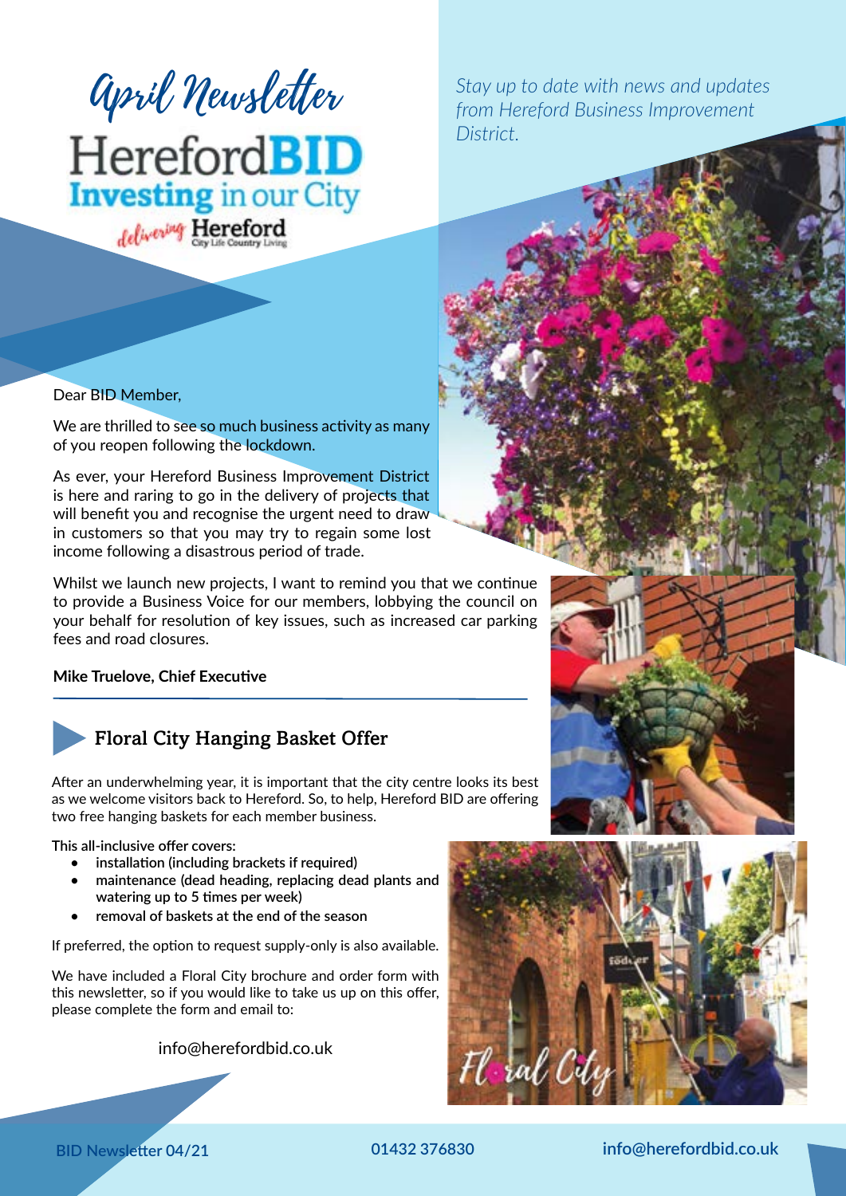# April Newsletter

# HerefordBID

## Investing in our City

*delivering* Hereford — City Life Country Living

*Stay up to date with news and updates from Hereford Business Improvement District.*

Dear BID Member,

We are thrilled to see so much business activity as many of you reopen following the lockdown.

As ever, your Hereford Business Improvement District is here and raring to go in the delivery of projects that will benefit you and recognise the urgent need to draw in customers so that you may try to regain some lost income following a disastrous period of trade.

Whilst we launch new projects, I want to remind you that we continue to provide a Business Voice for our members, lobbying the council on your behalf for resolution of key issues, such as increased car parking fees and road closures.

**Mike Truelove, Chief Executive**

## Floral City Hanging Basket Offer

After an underwhelming year, it is important that the city centre looks its best as we welcome visitors back to Hereford. So, to help, Hereford BID are offering two free hanging baskets for each member business.

**This all-inclusive offer covers:**

- **installation (including brackets if required)**
- **maintenance (dead heading, replacing dead plants and watering up to 5 times per week)**
- **removal of baskets at the end of the season**

If preferred, the option to request supply-only is also available.

We have included a Floral City brochure and order form with this newsletter, so if you would like to take us up on this offer, please complete the form and email to:

info@herefordbid.co.uk

Floral City

BID Newsletter 04/21 | 01432 376830 | info@herefordbid.co.uk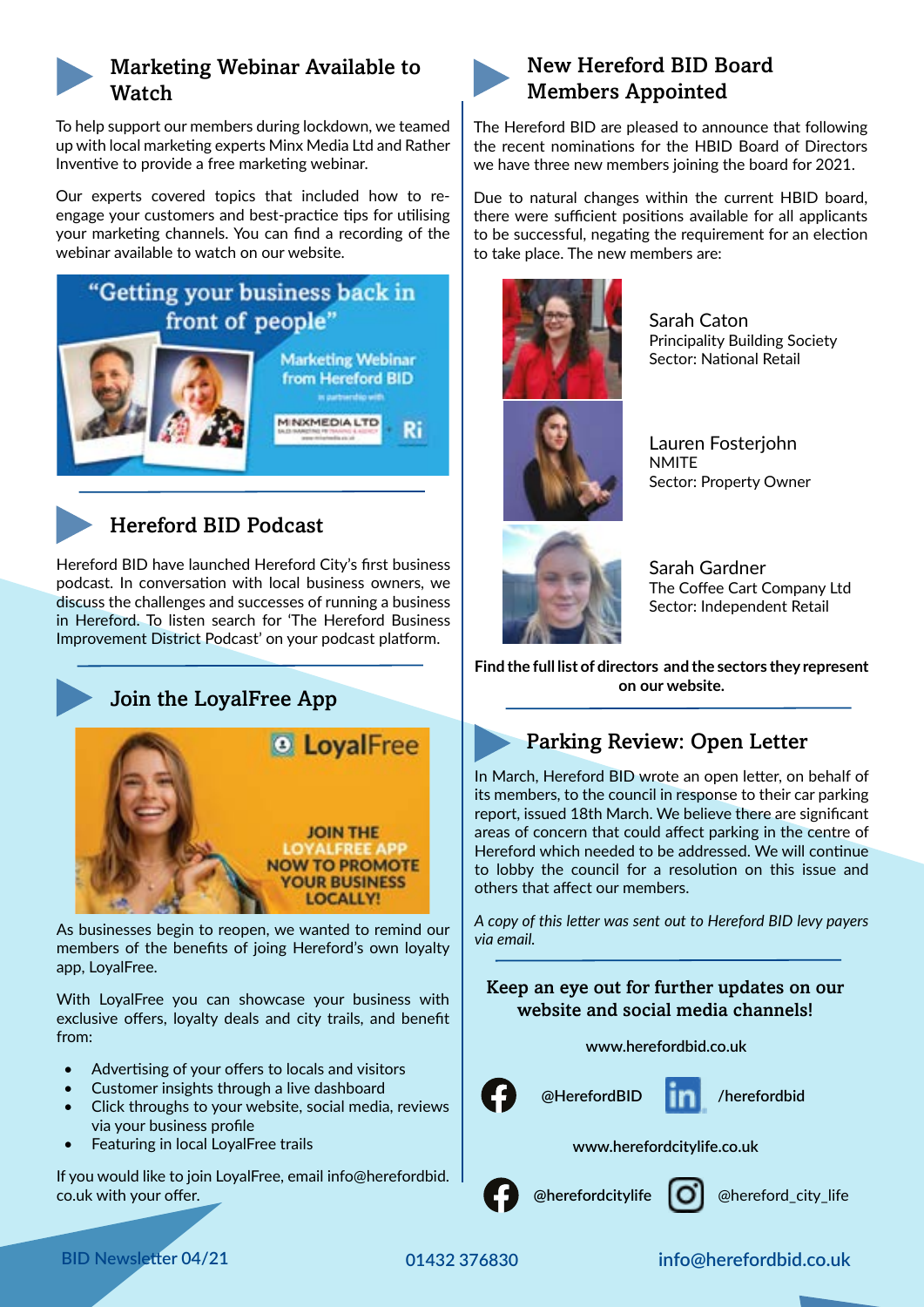## Marketing Webinar Available to Watch

To help support our members during lockdown, we teamed up with local marketing experts Minx Media Ltd and Rather Inventive to provide a free marketing webinar.

Our experts covered topics that included how to re-engage your customers and best-practice tips for utilising your marketing channels. You can find a recording of the webinar available to watch on our website.

"Getting your business back in front of people"

Marketing Webinar from Hereford BID

in partnership with

MINXMEDIA LTD

Ri

## Hereford BID Podcast

Hereford BID have launched Hereford City's first business podcast. In conversation with local business owners, we discuss the challenges and successes of running a business in Hereford. To listen search for 'The Hereford Business Improvement District Podcast' on your podcast platform.

## Join the LoyalFree App

LoyalFree

JOIN THE LOYALFREE APP NOW TO PROMOTE YOUR BUSINESS LOCALLY!

As businesses begin to reopen, we wanted to remind our members of the benefits of joing Hereford's own loyalty app, LoyalFree.

With LoyalFree you can showcase your business with exclusive offers, loyalty deals and city trails, and benefit from:

- Advertising of your offers to locals and visitors
- Customer insights through a live dashboard
- Click throughs to your website, social media, reviews via your business profile
- Featuring in local LoyalFree trails

If you would like to join LoyalFree, email info@herefordbid.co.uk with your offer.

## New Hereford BID Board Members Appointed

The Hereford BID are pleased to announce that following the recent nominations for the HBID Board of Directors we have three new members joining the board for 2021.

Due to natural changes within the current HBID board, there were sufficient positions available for all applicants to be successful, negating the requirement for an election to take place. The new members are:

Sarah Caton
Principality Building Society
Sector: National Retail

Lauren Fosterjohn
NMITE
Sector: Property Owner

Sarah Gardner
The Coffee Cart Company Ltd
Sector: Independent Retail

**Find the full list of directors and the sectors they represent on our website.**

## Parking Review: Open Letter

In March, Hereford BID wrote an open letter, on behalf of its members, to the council in response to their car parking report, issued 18th March. We believe there are significant areas of concern that could affect parking in the centre of Hereford which needed to be addressed. We will continue to lobby the council for a resolution on this issue and others that affect our members.

*A copy of this letter was sent out to Hereford BID levy payers via email.*

**Keep an eye out for further updates on our website and social media channels!**

www.herefordbid.co.uk

@HerefordBID /herefordbid

www.herefordcitylife.co.uk

@herefordcitylife @hereford_city_life

BID Newsletter 04/21

01432 376830

info@herefordbid.co.uk